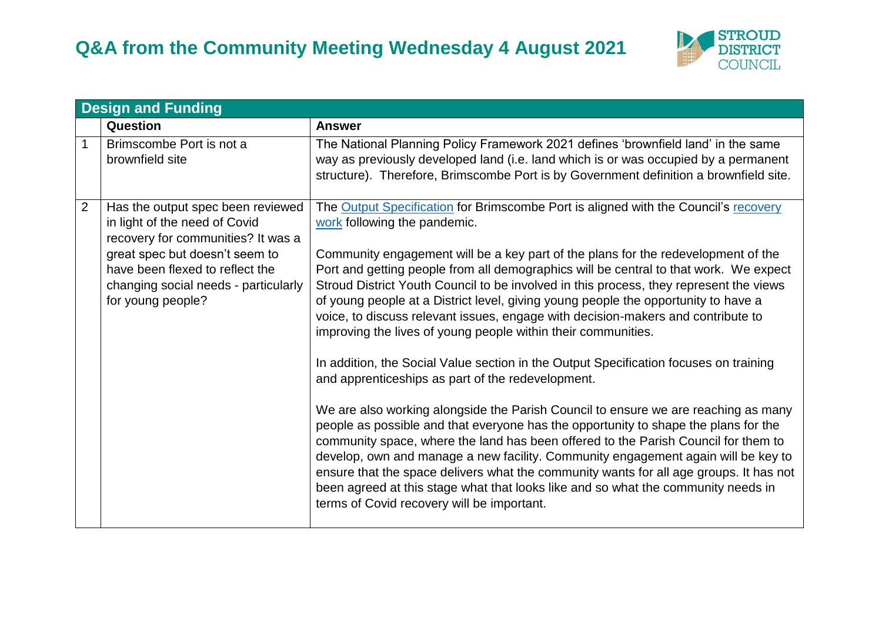# Q&A from the Community Meeting Wednesday 4 August 2021

| Design and Funding | | |
|---|---|---|
| | **Question** | **Answer** |
| 1 | Brimscombe Port is not a brownfield site | The National Planning Policy Framework 2021 defines 'brownfield land' in the same way as previously developed land (i.e. land which is or was occupied by a permanent structure). Therefore, Brimscombe Port is by Government definition a brownfield site. |
| 2 | Has the output spec been reviewed in light of the need of Covid recovery for communities? It was a great spec but doesn't seem to have been flexed to reflect the changing social needs - particularly for young people? | The Output Specification for Brimscombe Port is aligned with the Council's recovery work following the pandemic.<br><br>Community engagement will be a key part of the plans for the redevelopment of the Port and getting people from all demographics will be central to that work. We expect Stroud District Youth Council to be involved in this process, they represent the views of young people at a District level, giving young people the opportunity to have a voice, to discuss relevant issues, engage with decision-makers and contribute to improving the lives of young people within their communities.<br><br>In addition, the Social Value section in the Output Specification focuses on training and apprenticeships as part of the redevelopment.<br><br>We are also working alongside the Parish Council to ensure we are reaching as many people as possible and that everyone has the opportunity to shape the plans for the community space, where the land has been offered to the Parish Council for them to develop, own and manage a new facility. Community engagement again will be key to ensure that the space delivers what the community wants for all age groups. It has not been agreed at this stage what that looks like and so what the community needs in terms of Covid recovery will be important. |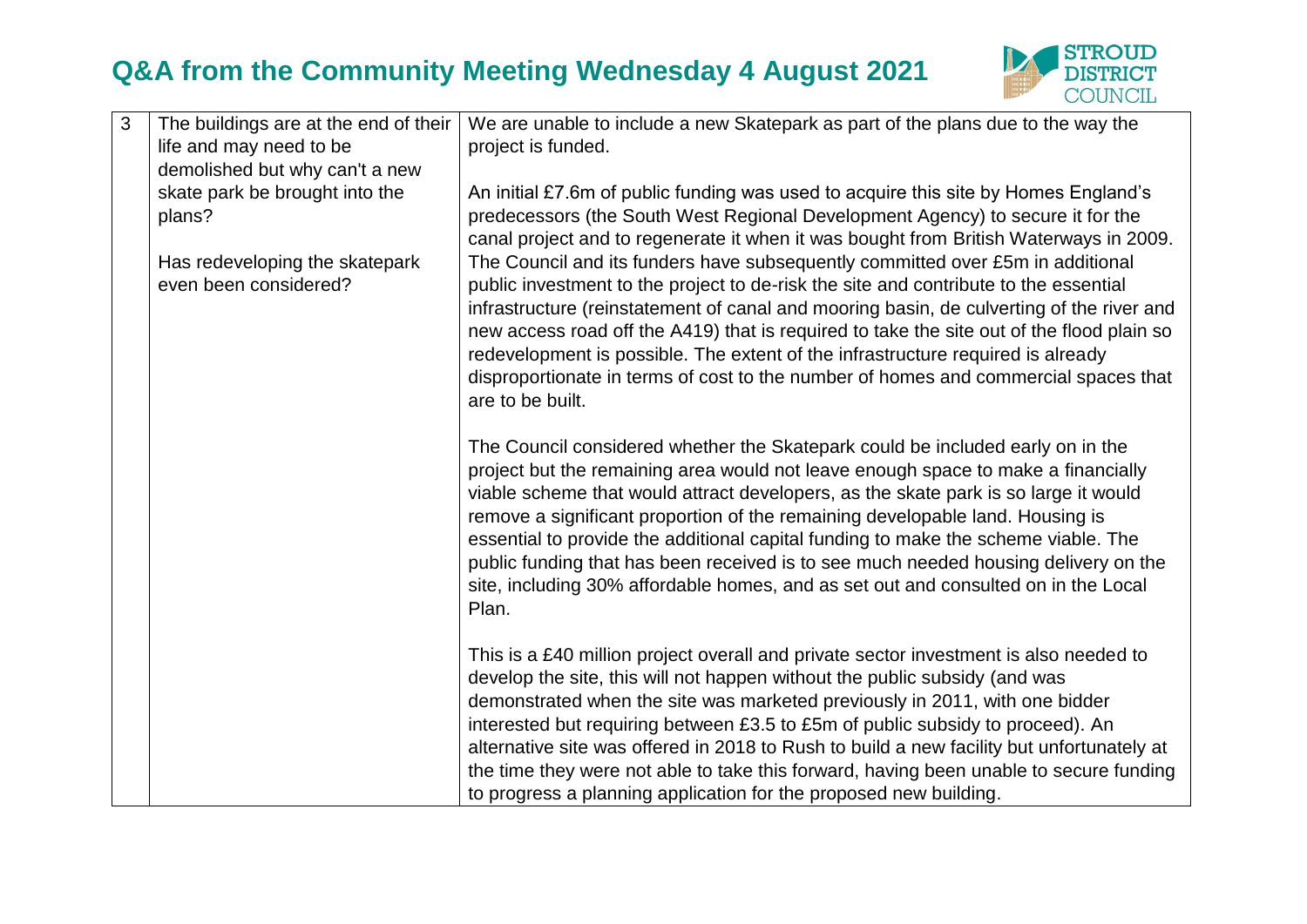# Q&A from the Community Meeting Wednesday 4 August 2021

| | | |
|---|---|---|
| 3 | The buildings are at the end of their life and may need to be demolished but why can't a new skate park be brought into the plans?<br><br>Has redeveloping the skatepark even been considered? | We are unable to include a new Skatepark as part of the plans due to the way the project is funded.<br><br>An initial £7.6m of public funding was used to acquire this site by Homes England's predecessors (the South West Regional Development Agency) to secure it for the canal project and to regenerate it when it was bought from British Waterways in 2009. The Council and its funders have subsequently committed over £5m in additional public investment to the project to de-risk the site and contribute to the essential infrastructure (reinstatement of canal and mooring basin, de culverting of the river and new access road off the A419) that is required to take the site out of the flood plain so redevelopment is possible. The extent of the infrastructure required is already disproportionate in terms of cost to the number of homes and commercial spaces that are to be built.<br><br>The Council considered whether the Skatepark could be included early on in the project but the remaining area would not leave enough space to make a financially viable scheme that would attract developers, as the skate park is so large it would remove a significant proportion of the remaining developable land. Housing is essential to provide the additional capital funding to make the scheme viable. The public funding that has been received is to see much needed housing delivery on the site, including 30% affordable homes, and as set out and consulted on in the Local Plan.<br><br>This is a £40 million project overall and private sector investment is also needed to develop the site, this will not happen without the public subsidy (and was demonstrated when the site was marketed previously in 2011, with one bidder interested but requiring between £3.5 to £5m of public subsidy to proceed). An alternative site was offered in 2018 to Rush to build a new facility but unfortunately at the time they were not able to take this forward, having been unable to secure funding to progress a planning application for the proposed new building. |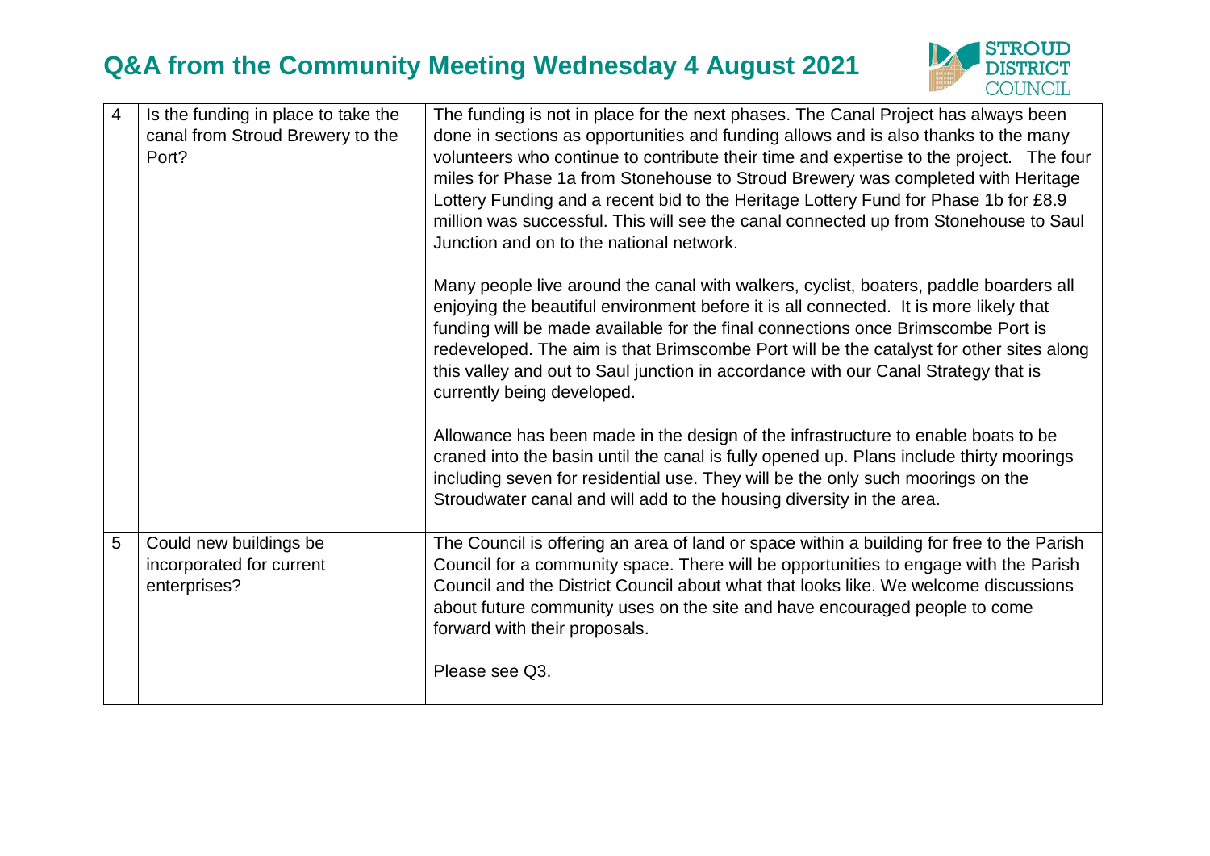# Q&A from the Community Meeting Wednesday 4 August 2021

| | | |
|---|---|---|
| 4 | Is the funding in place to take the canal from Stroud Brewery to the Port? | The funding is not in place for the next phases. The Canal Project has always been done in sections as opportunities and funding allows and is also thanks to the many volunteers who continue to contribute their time and expertise to the project. The four miles for Phase 1a from Stonehouse to Stroud Brewery was completed with Heritage Lottery Funding and a recent bid to the Heritage Lottery Fund for Phase 1b for £8.9 million was successful. This will see the canal connected up from Stonehouse to Saul Junction and on to the national network.<br><br>Many people live around the canal with walkers, cyclist, boaters, paddle boarders all enjoying the beautiful environment before it is all connected. It is more likely that funding will be made available for the final connections once Brimscombe Port is redeveloped. The aim is that Brimscombe Port will be the catalyst for other sites along this valley and out to Saul junction in accordance with our Canal Strategy that is currently being developed.<br><br>Allowance has been made in the design of the infrastructure to enable boats to be craned into the basin until the canal is fully opened up. Plans include thirty moorings including seven for residential use. They will be the only such moorings on the Stroudwater canal and will add to the housing diversity in the area. |
| 5 | Could new buildings be incorporated for current enterprises? | The Council is offering an area of land or space within a building for free to the Parish Council for a community space. There will be opportunities to engage with the Parish Council and the District Council about what that looks like. We welcome discussions about future community uses on the site and have encouraged people to come forward with their proposals.<br><br>Please see Q3. |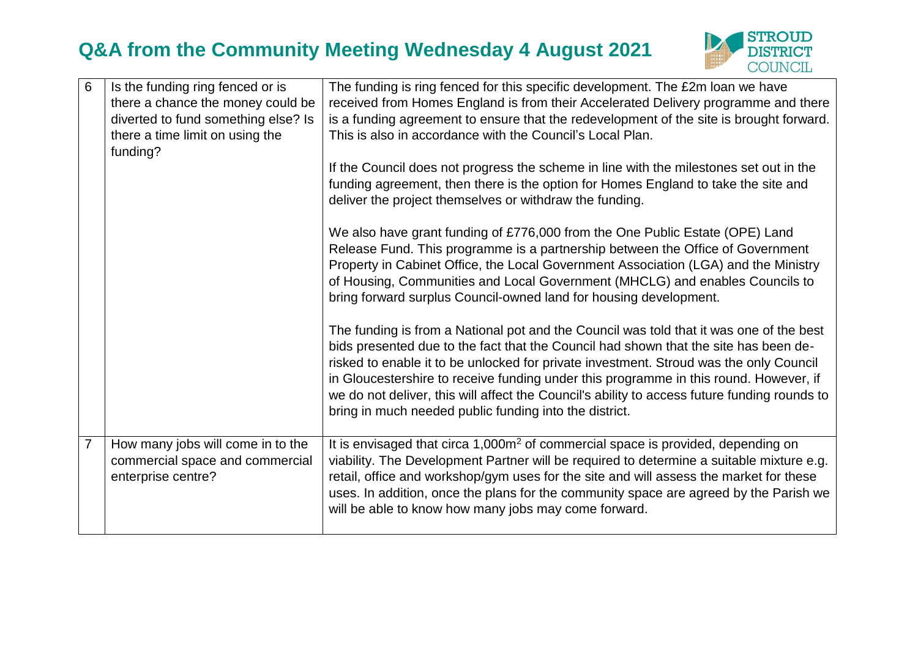# Q&A from the Community Meeting Wednesday 4 August 2021

| | | |
|---|---|---|
| 6 | Is the funding ring fenced or is there a chance the money could be diverted to fund something else? Is there a time limit on using the funding? | The funding is ring fenced for this specific development. The £2m loan we have received from Homes England is from their Accelerated Delivery programme and there is a funding agreement to ensure that the redevelopment of the site is brought forward. This is also in accordance with the Council's Local Plan.<br><br>If the Council does not progress the scheme in line with the milestones set out in the funding agreement, then there is the option for Homes England to take the site and deliver the project themselves or withdraw the funding.<br><br>We also have grant funding of £776,000 from the One Public Estate (OPE) Land Release Fund. This programme is a partnership between the Office of Government Property in Cabinet Office, the Local Government Association (LGA) and the Ministry of Housing, Communities and Local Government (MHCLG) and enables Councils to bring forward surplus Council-owned land for housing development.<br><br>The funding is from a National pot and the Council was told that it was one of the best bids presented due to the fact that the Council had shown that the site has been de-risked to enable it to be unlocked for private investment. Stroud was the only Council in Gloucestershire to receive funding under this programme in this round. However, if we do not deliver, this will affect the Council's ability to access future funding rounds to bring in much needed public funding into the district. |
| 7 | How many jobs will come in to the commercial space and commercial enterprise centre? | It is envisaged that circa 1,000m$^2$ of commercial space is provided, depending on viability. The Development Partner will be required to determine a suitable mixture e.g. retail, office and workshop/gym uses for the site and will assess the market for these uses. In addition, once the plans for the community space are agreed by the Parish we will be able to know how many jobs may come forward. |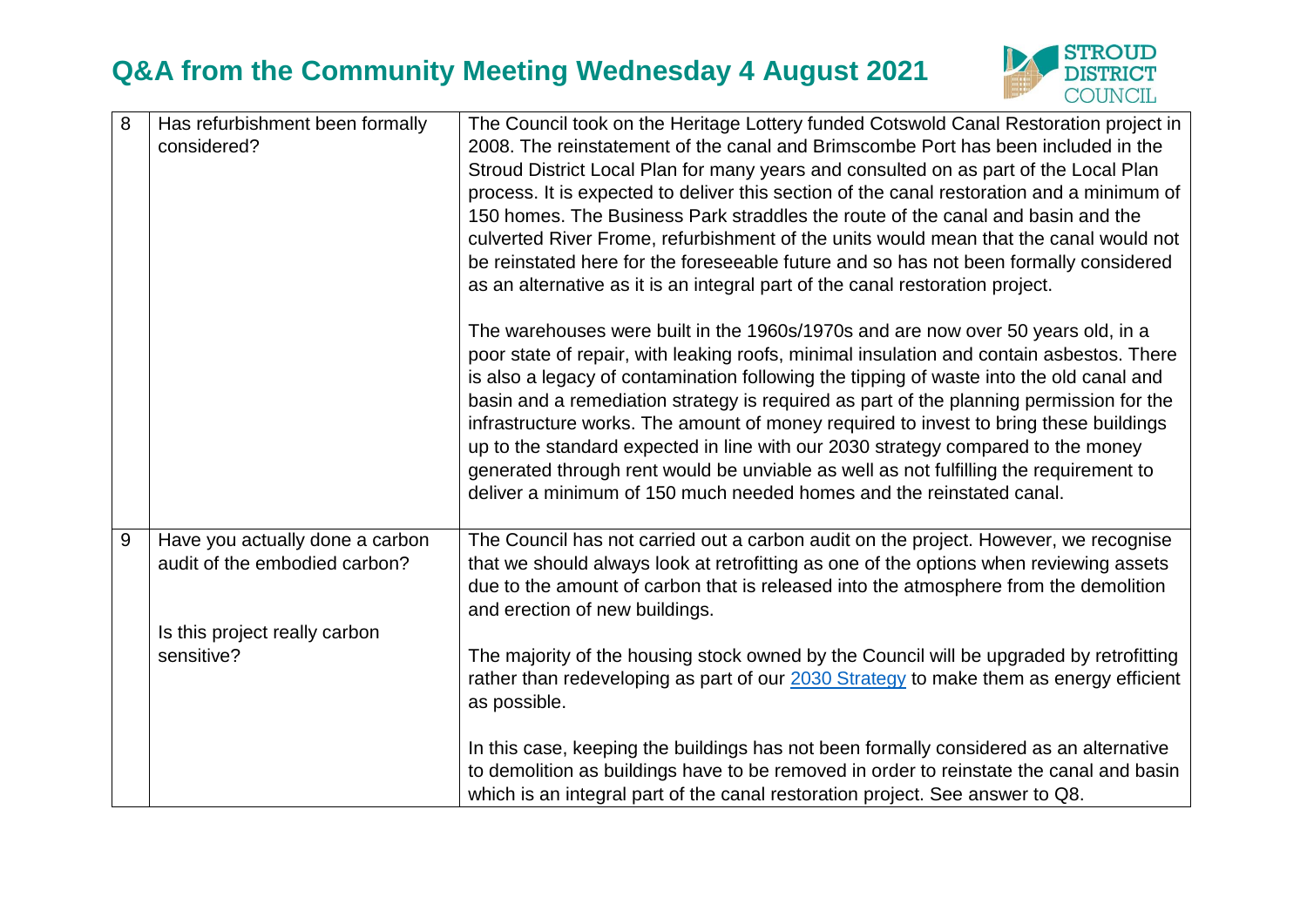| | | |
|---|---|---|
| 8 | Has refurbishment been formally considered? | The Council took on the Heritage Lottery funded Cotswold Canal Restoration project in 2008. The reinstatement of the canal and Brimscombe Port has been included in the Stroud District Local Plan for many years and consulted on as part of the Local Plan process. It is expected to deliver this section of the canal restoration and a minimum of 150 homes. The Business Park straddles the route of the canal and basin and the culverted River Frome, refurbishment of the units would mean that the canal would not be reinstated here for the foreseeable future and so has not been formally considered as an alternative as it is an integral part of the canal restoration project.<br><br>The warehouses were built in the 1960s/1970s and are now over 50 years old, in a poor state of repair, with leaking roofs, minimal insulation and contain asbestos. There is also a legacy of contamination following the tipping of waste into the old canal and basin and a remediation strategy is required as part of the planning permission for the infrastructure works. The amount of money required to invest to bring these buildings up to the standard expected in line with our 2030 strategy compared to the money generated through rent would be unviable as well as not fulfilling the requirement to deliver a minimum of 150 much needed homes and the reinstated canal. |
| 9 | Have you actually done a carbon audit of the embodied carbon?<br><br>Is this project really carbon sensitive? | The Council has not carried out a carbon audit on the project. However, we recognise that we should always look at retrofitting as one of the options when reviewing assets due to the amount of carbon that is released into the atmosphere from the demolition and erection of new buildings.<br><br>The majority of the housing stock owned by the Council will be upgraded by retrofitting rather than redeveloping as part of our 2030 Strategy to make them as energy efficient as possible.<br><br>In this case, keeping the buildings has not been formally considered as an alternative to demolition as buildings have to be removed in order to reinstate the canal and basin which is an integral part of the canal restoration project. See answer to Q8. |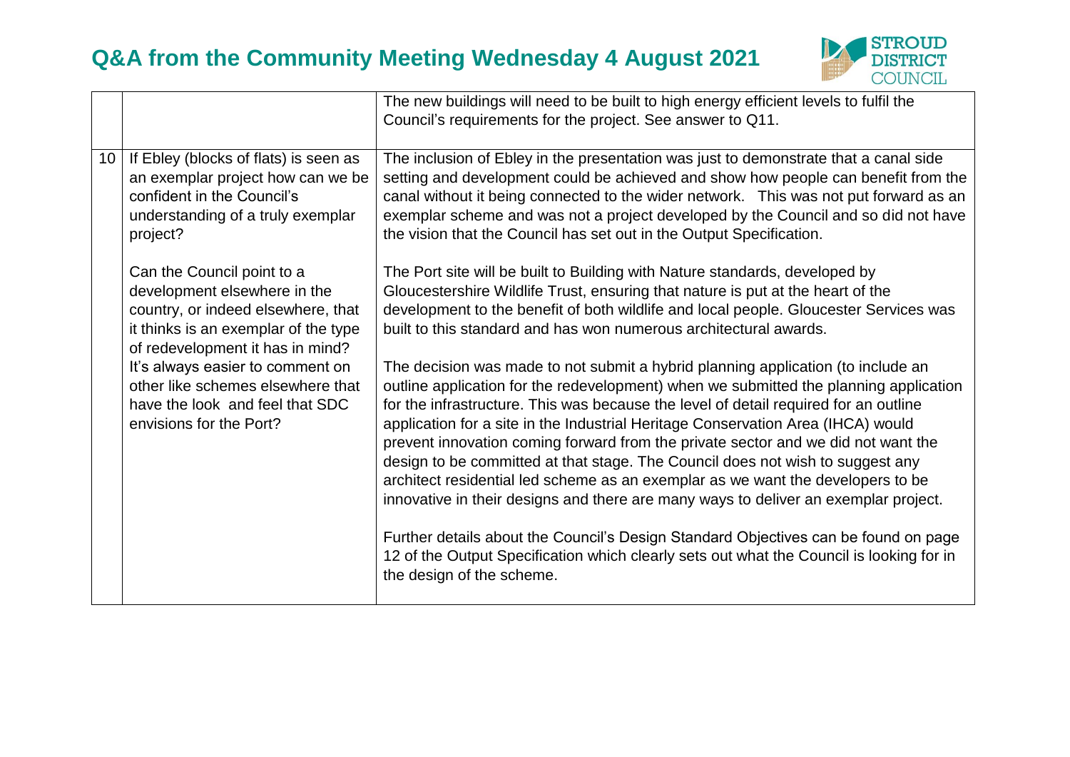| | | |
|---|---|---|
| | | The new buildings will need to be built to high energy efficient levels to fulfil the Council's requirements for the project. See answer to Q11. |
| 10 | If Ebley (blocks of flats) is seen as an exemplar project how can we be confident in the Council's understanding of a truly exemplar project?<br><br>Can the Council point to a development elsewhere in the country, or indeed elsewhere, that it thinks is an exemplar of the type of redevelopment it has in mind? It's always easier to comment on other like schemes elsewhere that have the look and feel that SDC envisions for the Port? | The inclusion of Ebley in the presentation was just to demonstrate that a canal side setting and development could be achieved and show how people can benefit from the canal without it being connected to the wider network. This was not put forward as an exemplar scheme and was not a project developed by the Council and so did not have the vision that the Council has set out in the Output Specification.<br><br>The Port site will be built to Building with Nature standards, developed by Gloucestershire Wildlife Trust, ensuring that nature is put at the heart of the development to the benefit of both wildlife and local people. Gloucester Services was built to this standard and has won numerous architectural awards.<br><br>The decision was made to not submit a hybrid planning application (to include an outline application for the redevelopment) when we submitted the planning application for the infrastructure. This was because the level of detail required for an outline application for a site in the Industrial Heritage Conservation Area (IHCA) would prevent innovation coming forward from the private sector and we did not want the design to be committed at that stage. The Council does not wish to suggest any architect residential led scheme as an exemplar as we want the developers to be innovative in their designs and there are many ways to deliver an exemplar project.<br><br>Further details about the Council's Design Standard Objectives can be found on page 12 of the Output Specification which clearly sets out what the Council is looking for in the design of the scheme. |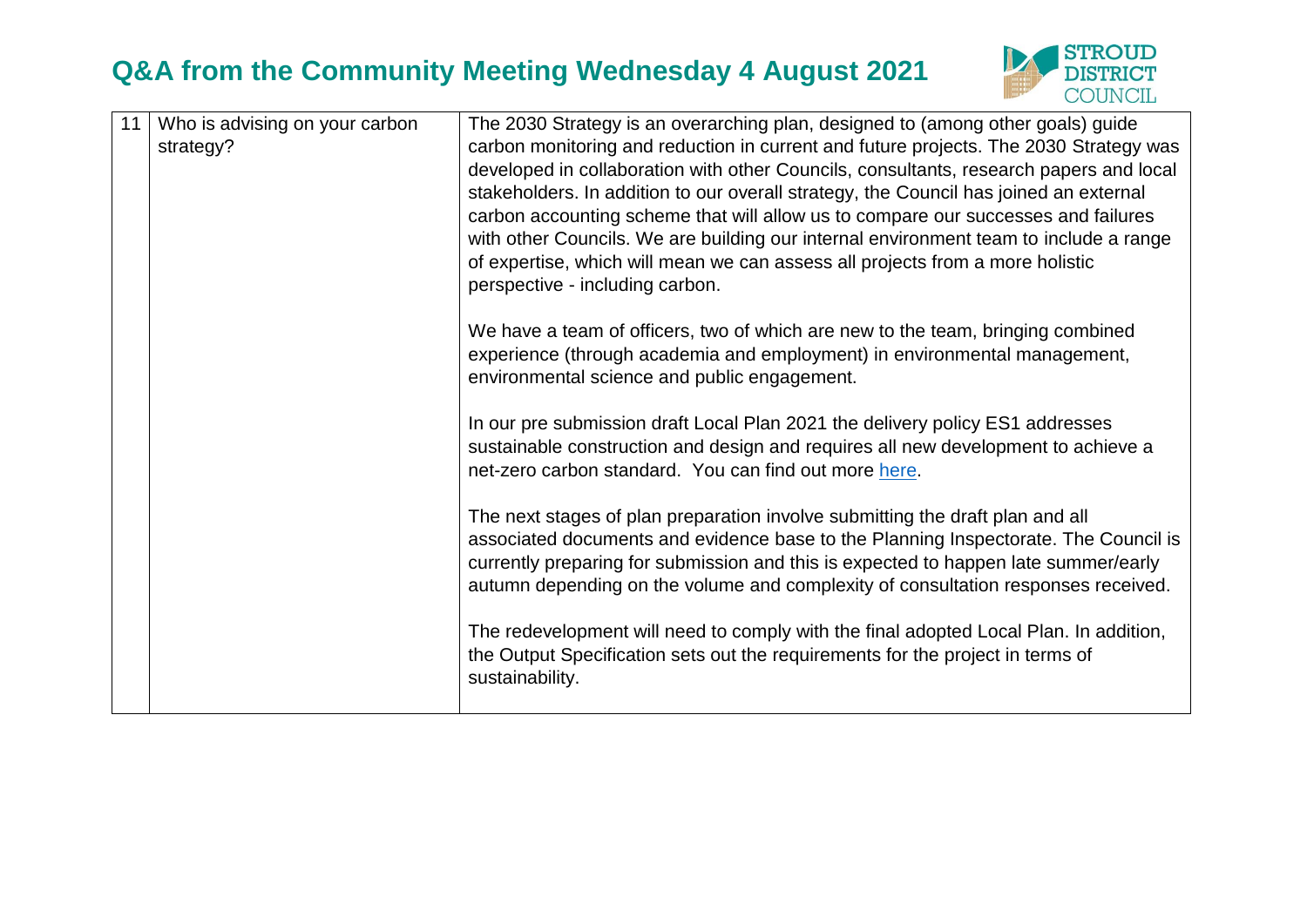# Q&A from the Community Meeting Wednesday 4 August 2021

| | | |
|---|---|---|
| 11 | Who is advising on your carbon strategy? | The 2030 Strategy is an overarching plan, designed to (among other goals) guide carbon monitoring and reduction in current and future projects. The 2030 Strategy was developed in collaboration with other Councils, consultants, research papers and local stakeholders. In addition to our overall strategy, the Council has joined an external carbon accounting scheme that will allow us to compare our successes and failures with other Councils. We are building our internal environment team to include a range of expertise, which will mean we can assess all projects from a more holistic perspective - including carbon.<br><br>We have a team of officers, two of which are new to the team, bringing combined experience (through academia and employment) in environmental management, environmental science and public engagement.<br><br>In our pre submission draft Local Plan 2021 the delivery policy ES1 addresses sustainable construction and design and requires all new development to achieve a net-zero carbon standard. You can find out more here.<br><br>The next stages of plan preparation involve submitting the draft plan and all associated documents and evidence base to the Planning Inspectorate. The Council is currently preparing for submission and this is expected to happen late summer/early autumn depending on the volume and complexity of consultation responses received.<br><br>The redevelopment will need to comply with the final adopted Local Plan. In addition, the Output Specification sets out the requirements for the project in terms of sustainability. |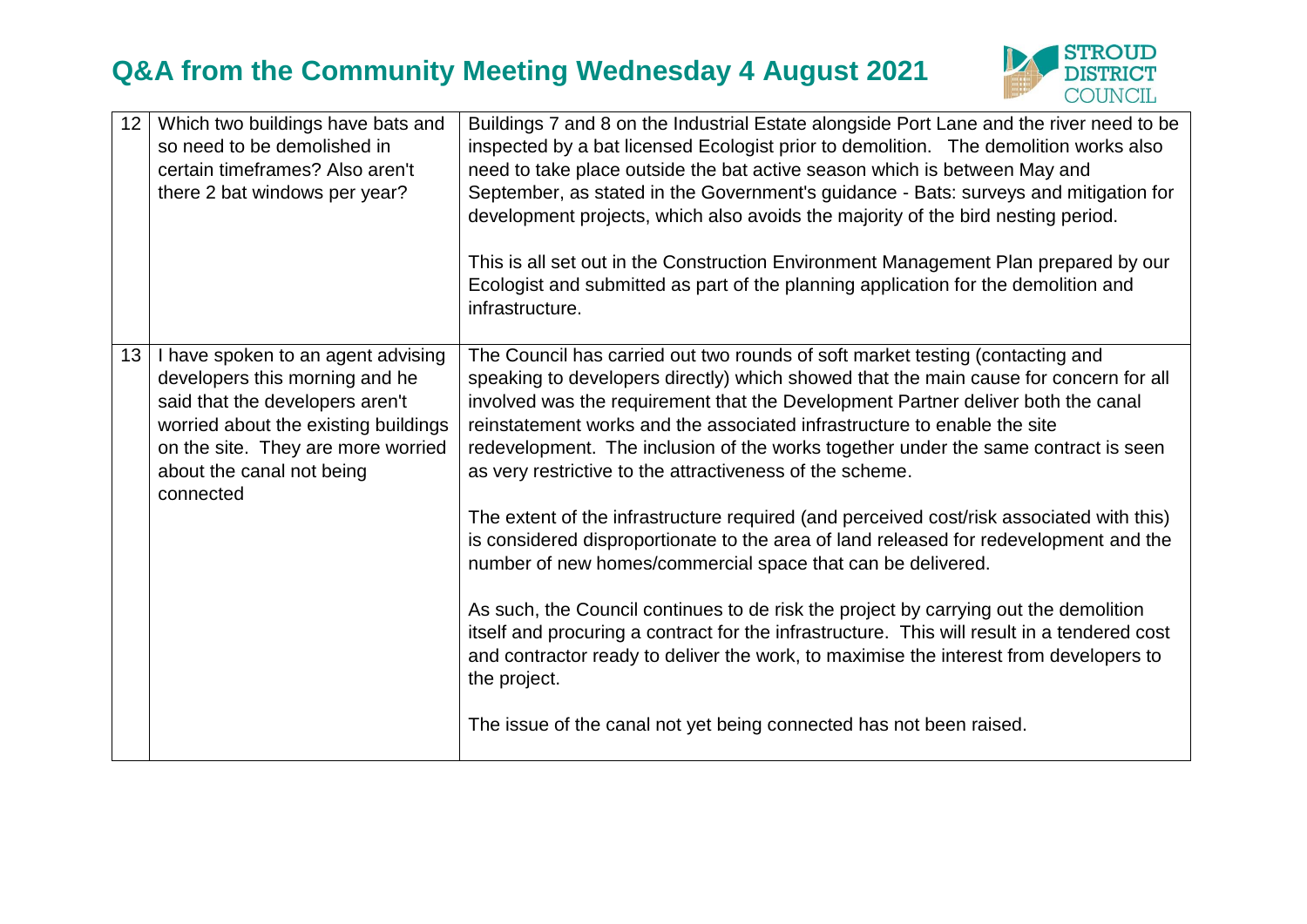# Q&A from the Community Meeting Wednesday 4 August 2021

| | | |
|---|---|---|
| 12 | Which two buildings have bats and so need to be demolished in certain timeframes? Also aren't there 2 bat windows per year? | Buildings 7 and 8 on the Industrial Estate alongside Port Lane and the river need to be inspected by a bat licensed Ecologist prior to demolition. The demolition works also need to take place outside the bat active season which is between May and September, as stated in the Government's guidance - Bats: surveys and mitigation for development projects, which also avoids the majority of the bird nesting period.<br><br>This is all set out in the Construction Environment Management Plan prepared by our Ecologist and submitted as part of the planning application for the demolition and infrastructure. |
| 13 | I have spoken to an agent advising developers this morning and he said that the developers aren't worried about the existing buildings on the site. They are more worried about the canal not being connected | The Council has carried out two rounds of soft market testing (contacting and speaking to developers directly) which showed that the main cause for concern for all involved was the requirement that the Development Partner deliver both the canal reinstatement works and the associated infrastructure to enable the site redevelopment. The inclusion of the works together under the same contract is seen as very restrictive to the attractiveness of the scheme.<br><br>The extent of the infrastructure required (and perceived cost/risk associated with this) is considered disproportionate to the area of land released for redevelopment and the number of new homes/commercial space that can be delivered.<br><br>As such, the Council continues to de risk the project by carrying out the demolition itself and procuring a contract for the infrastructure. This will result in a tendered cost and contractor ready to deliver the work, to maximise the interest from developers to the project.<br><br>The issue of the canal not yet being connected has not been raised. |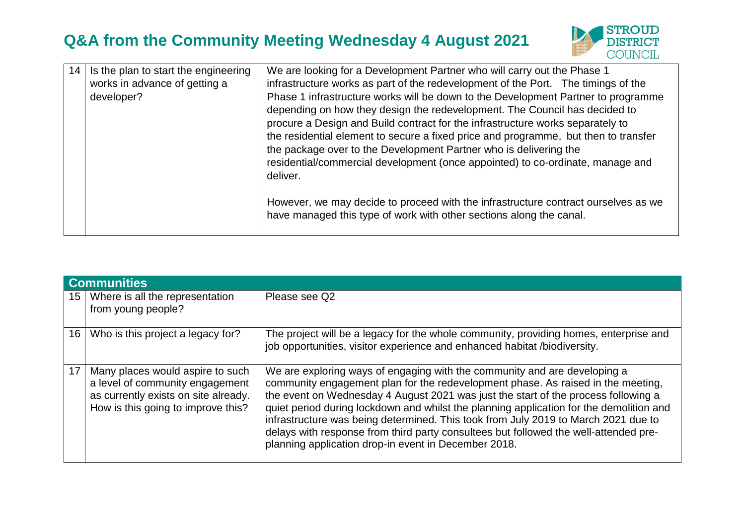# Q&A from the Community Meeting Wednesday 4 August 2021

| | | |
|---|---|---|
| 14 | Is the plan to start the engineering works in advance of getting a developer? | We are looking for a Development Partner who will carry out the Phase 1 infrastructure works as part of the redevelopment of the Port. The timings of the Phase 1 infrastructure works will be down to the Development Partner to programme depending on how they design the redevelopment. The Council has decided to procure a Design and Build contract for the infrastructure works separately to the residential element to secure a fixed price and programme, but then to transfer the package over to the Development Partner who is delivering the residential/commercial development (once appointed) to co-ordinate, manage and deliver.<br><br>However, we may decide to proceed with the infrastructure contract ourselves as we have managed this type of work with other sections along the canal. |

| **Communities** | | |
|---|---|---|
| 15 | Where is all the representation from young people? | Please see Q2 |
| 16 | Who is this project a legacy for? | The project will be a legacy for the whole community, providing homes, enterprise and job opportunities, visitor experience and enhanced habitat /biodiversity. |
| 17 | Many places would aspire to such a level of community engagement as currently exists on site already. How is this going to improve this? | We are exploring ways of engaging with the community and are developing a community engagement plan for the redevelopment phase. As raised in the meeting, the event on Wednesday 4 August 2021 was just the start of the process following a quiet period during lockdown and whilst the planning application for the demolition and infrastructure was being determined. This took from July 2019 to March 2021 due to delays with response from third party consultees but followed the well-attended pre-planning application drop-in event in December 2018. |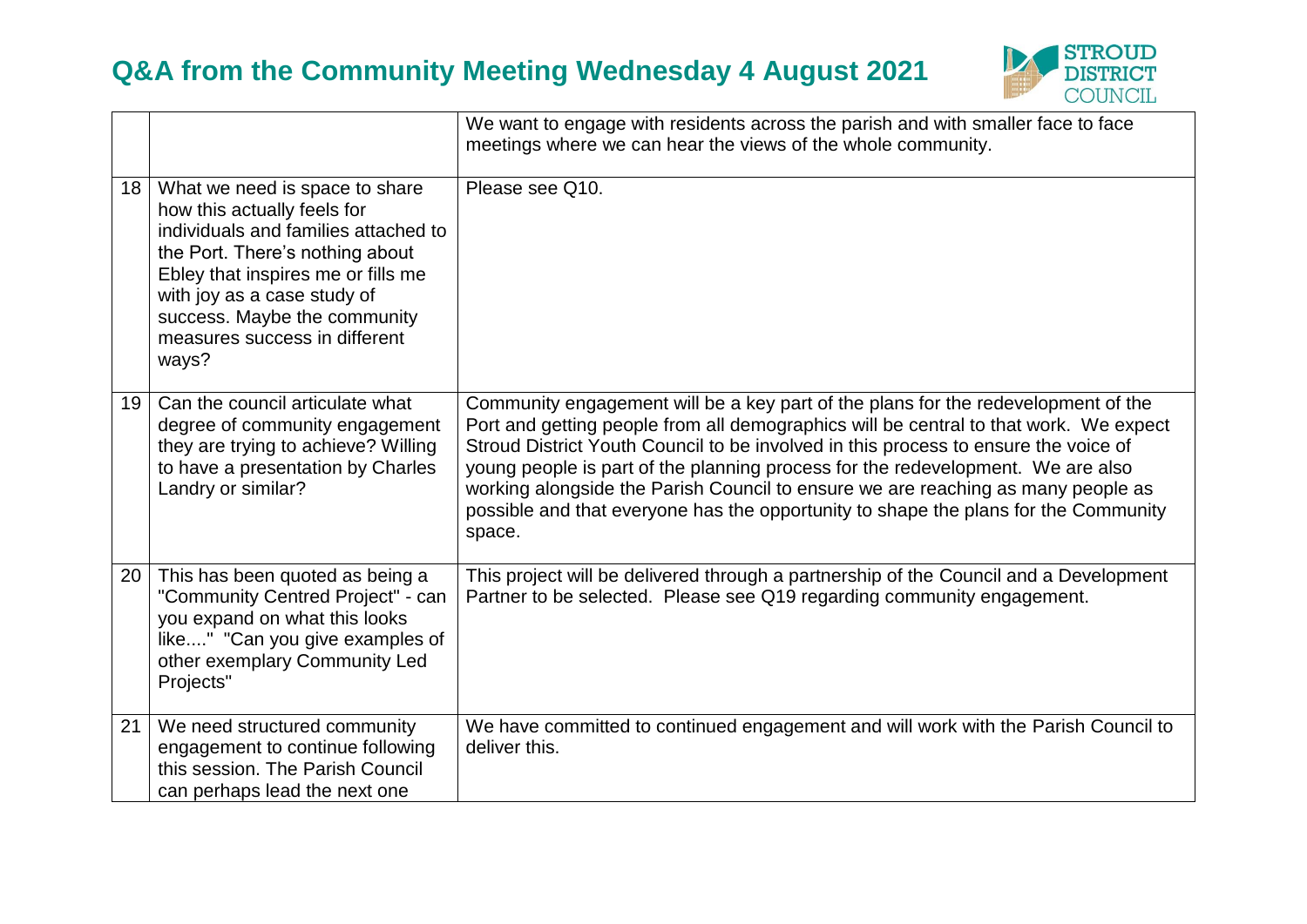# Q&A from the Community Meeting Wednesday 4 August 2021

| | | |
|---|---|---|
| | | We want to engage with residents across the parish and with smaller face to face meetings where we can hear the views of the whole community. |
| 18 | What we need is space to share how this actually feels for individuals and families attached to the Port. There's nothing about Ebley that inspires me or fills me with joy as a case study of success. Maybe the community measures success in different ways? | Please see Q10. |
| 19 | Can the council articulate what degree of community engagement they are trying to achieve? Willing to have a presentation by Charles Landry or similar? | Community engagement will be a key part of the plans for the redevelopment of the Port and getting people from all demographics will be central to that work. We expect Stroud District Youth Council to be involved in this process to ensure the voice of young people is part of the planning process for the redevelopment. We are also working alongside the Parish Council to ensure we are reaching as many people as possible and that everyone has the opportunity to shape the plans for the Community space. |
| 20 | This has been quoted as being a "Community Centred Project" - can you expand on what this looks like...." "Can you give examples of other exemplary Community Led Projects" | This project will be delivered through a partnership of the Council and a Development Partner to be selected. Please see Q19 regarding community engagement. |
| 21 | We need structured community engagement to continue following this session. The Parish Council can perhaps lead the next one | We have committed to continued engagement and will work with the Parish Council to deliver this. |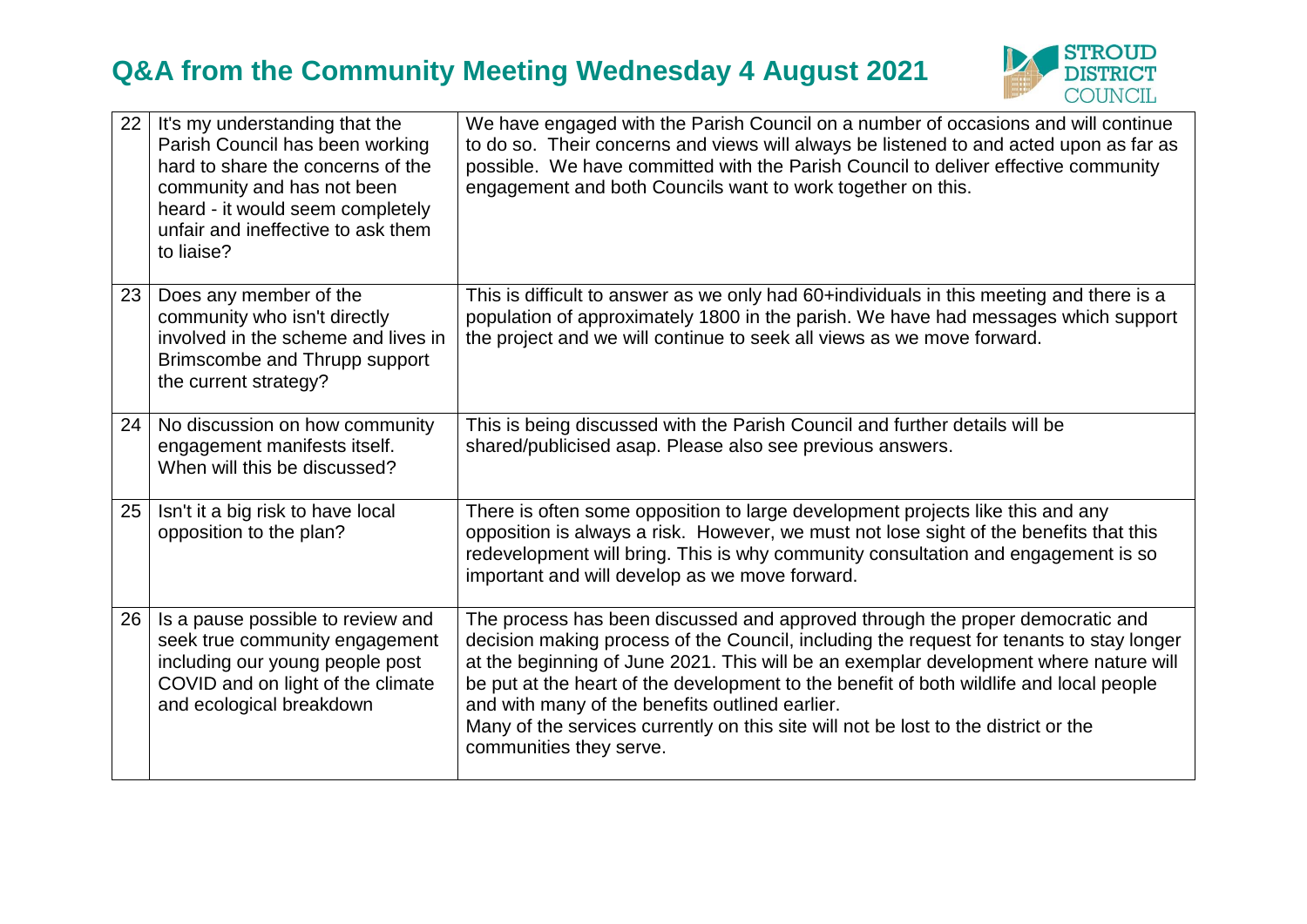# Q&A from the Community Meeting Wednesday 4 August 2021

| | | |
|---|---|---|
| 22 | It's my understanding that the Parish Council has been working hard to share the concerns of the community and has not been heard - it would seem completely unfair and ineffective to ask them to liaise? | We have engaged with the Parish Council on a number of occasions and will continue to do so. Their concerns and views will always be listened to and acted upon as far as possible. We have committed with the Parish Council to deliver effective community engagement and both Councils want to work together on this. |
| 23 | Does any member of the community who isn't directly involved in the scheme and lives in Brimscombe and Thrupp support the current strategy? | This is difficult to answer as we only had 60+individuals in this meeting and there is a population of approximately 1800 in the parish. We have had messages which support the project and we will continue to seek all views as we move forward. |
| 24 | No discussion on how community engagement manifests itself. When will this be discussed? | This is being discussed with the Parish Council and further details will be shared/publicised asap. Please also see previous answers. |
| 25 | Isn't it a big risk to have local opposition to the plan? | There is often some opposition to large development projects like this and any opposition is always a risk. However, we must not lose sight of the benefits that this redevelopment will bring. This is why community consultation and engagement is so important and will develop as we move forward. |
| 26 | Is a pause possible to review and seek true community engagement including our young people post COVID and on light of the climate and ecological breakdown | The process has been discussed and approved through the proper democratic and decision making process of the Council, including the request for tenants to stay longer at the beginning of June 2021. This will be an exemplar development where nature will be put at the heart of the development to the benefit of both wildlife and local people and with many of the benefits outlined earlier.<br>Many of the services currently on this site will not be lost to the district or the communities they serve. |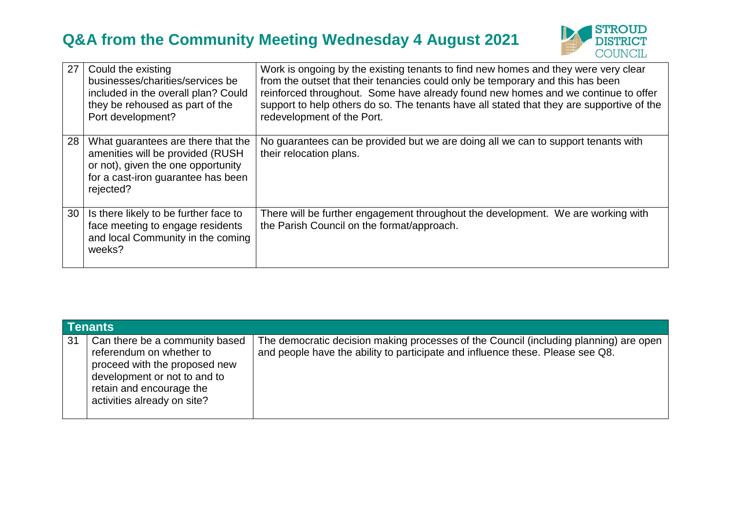# Q&A from the Community Meeting Wednesday 4 August 2021

| | | |
|---|---|---|
| 27 | Could the existing businesses/charities/services be included in the overall plan? Could they be rehoused as part of the Port development? | Work is ongoing by the existing tenants to find new homes and they were very clear from the outset that their tenancies could only be temporary and this has been reinforced throughout. Some have already found new homes and we continue to offer support to help others do so. The tenants have all stated that they are supportive of the redevelopment of the Port. |
| 28 | What guarantees are there that the amenities will be provided (RUSH or not), given the one opportunity for a cast-iron guarantee has been rejected? | No guarantees can be provided but we are doing all we can to support tenants with their relocation plans. |
| 30 | Is there likely to be further face to face meeting to engage residents and local Community in the coming weeks? | There will be further engagement throughout the development. We are working with the Parish Council on the format/approach. |

| **Tenants** | | |
|---|---|---|
| 31 | Can there be a community based referendum on whether to proceed with the proposed new development or not to and to retain and encourage the activities already on site? | The democratic decision making processes of the Council (including planning) are open and people have the ability to participate and influence these. Please see Q8. |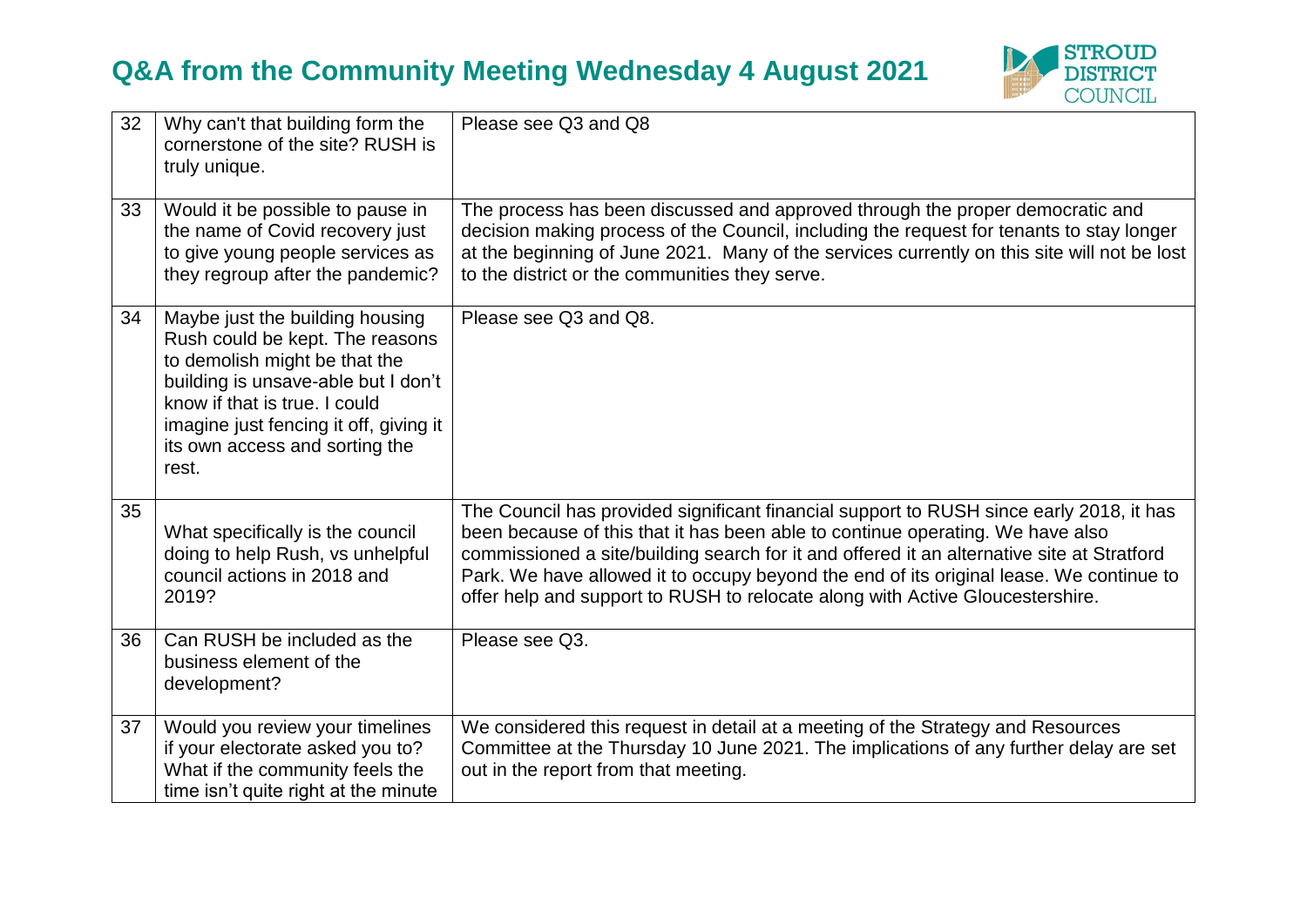# Q&A from the Community Meeting Wednesday 4 August 2021

| | | |
|---|---|---|
| 32 | Why can't that building form the cornerstone of the site? RUSH is truly unique. | Please see Q3 and Q8 |
| 33 | Would it be possible to pause in the name of Covid recovery just to give young people services as they regroup after the pandemic? | The process has been discussed and approved through the proper democratic and decision making process of the Council, including the request for tenants to stay longer at the beginning of June 2021. Many of the services currently on this site will not be lost to the district or the communities they serve. |
| 34 | Maybe just the building housing Rush could be kept. The reasons to demolish might be that the building is unsave-able but I don't know if that is true. I could imagine just fencing it off, giving it its own access and sorting the rest. | Please see Q3 and Q8. |
| 35 | What specifically is the council doing to help Rush, vs unhelpful council actions in 2018 and 2019? | The Council has provided significant financial support to RUSH since early 2018, it has been because of this that it has been able to continue operating. We have also commissioned a site/building search for it and offered it an alternative site at Stratford Park. We have allowed it to occupy beyond the end of its original lease. We continue to offer help and support to RUSH to relocate along with Active Gloucestershire. |
| 36 | Can RUSH be included as the business element of the development? | Please see Q3. |
| 37 | Would you review your timelines if your electorate asked you to? What if the community feels the time isn't quite right at the minute | We considered this request in detail at a meeting of the Strategy and Resources Committee at the Thursday 10 June 2021. The implications of any further delay are set out in the report from that meeting. |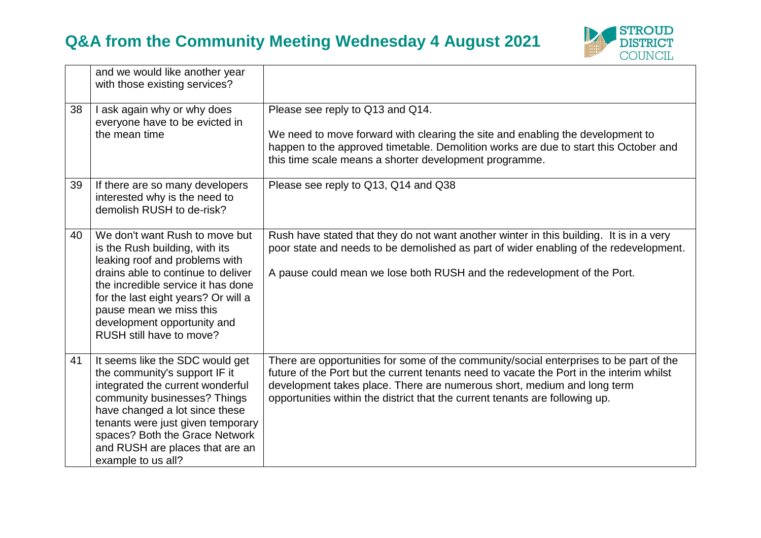# Q&A from the Community Meeting Wednesday 4 August 2021

| | | |
|---|---|---|
| | and we would like another year with those existing services? | |
| 38 | I ask again why or why does everyone have to be evicted in the mean time | Please see reply to Q13 and Q14.<br><br>We need to move forward with clearing the site and enabling the development to happen to the approved timetable. Demolition works are due to start this October and this time scale means a shorter development programme. |
| 39 | If there are so many developers interested why is the need to demolish RUSH to de-risk? | Please see reply to Q13, Q14 and Q38 |
| 40 | We don't want Rush to move but is the Rush building, with its leaking roof and problems with drains able to continue to deliver the incredible service it has done for the last eight years? Or will a pause mean we miss this development opportunity and RUSH still have to move? | Rush have stated that they do not want another winter in this building. It is in a very poor state and needs to be demolished as part of wider enabling of the redevelopment.<br><br>A pause could mean we lose both RUSH and the redevelopment of the Port. |
| 41 | It seems like the SDC would get the community's support IF it integrated the current wonderful community businesses? Things have changed a lot since these tenants were just given temporary spaces? Both the Grace Network and RUSH are places that are an example to us all? | There are opportunities for some of the community/social enterprises to be part of the future of the Port but the current tenants need to vacate the Port in the interim whilst development takes place. There are numerous short, medium and long term opportunities within the district that the current tenants are following up. |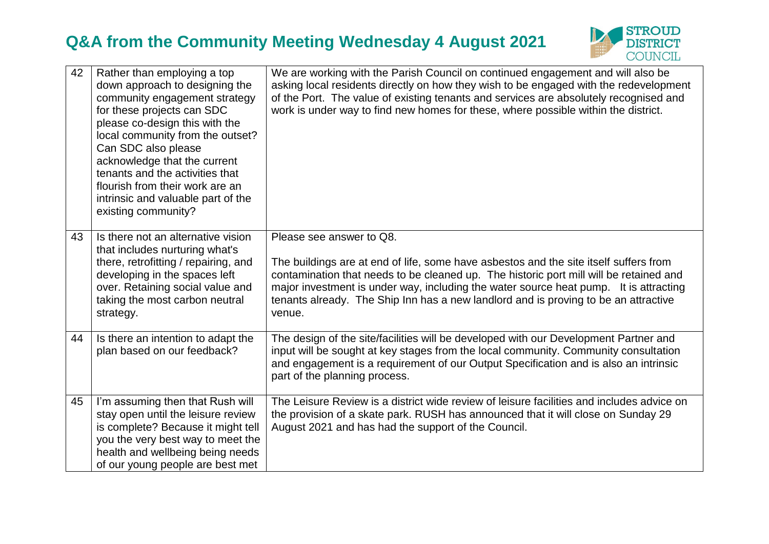# Q&A from the Community Meeting Wednesday 4 August 2021

| | | |
|---|---|---|
| 42 | Rather than employing a top down approach to designing the community engagement strategy for these projects can SDC please co-design this with the local community from the outset? Can SDC also please acknowledge that the current tenants and the activities that flourish from their work are an intrinsic and valuable part of the existing community? | We are working with the Parish Council on continued engagement and will also be asking local residents directly on how they wish to be engaged with the redevelopment of the Port. The value of existing tenants and services are absolutely recognised and work is under way to find new homes for these, where possible within the district. |
| 43 | Is there not an alternative vision that includes nurturing what's there, retrofitting / repairing, and developing in the spaces left over. Retaining social value and taking the most carbon neutral strategy. | Please see answer to Q8.<br><br>The buildings are at end of life, some have asbestos and the site itself suffers from contamination that needs to be cleaned up. The historic port mill will be retained and major investment is under way, including the water source heat pump. It is attracting tenants already. The Ship Inn has a new landlord and is proving to be an attractive venue. |
| 44 | Is there an intention to adapt the plan based on our feedback? | The design of the site/facilities will be developed with our Development Partner and input will be sought at key stages from the local community. Community consultation and engagement is a requirement of our Output Specification and is also an intrinsic part of the planning process. |
| 45 | I'm assuming then that Rush will stay open until the leisure review is complete? Because it might tell you the very best way to meet the health and wellbeing being needs of our young people are best met | The Leisure Review is a district wide review of leisure facilities and includes advice on the provision of a skate park. RUSH has announced that it will close on Sunday 29 August 2021 and has had the support of the Council. |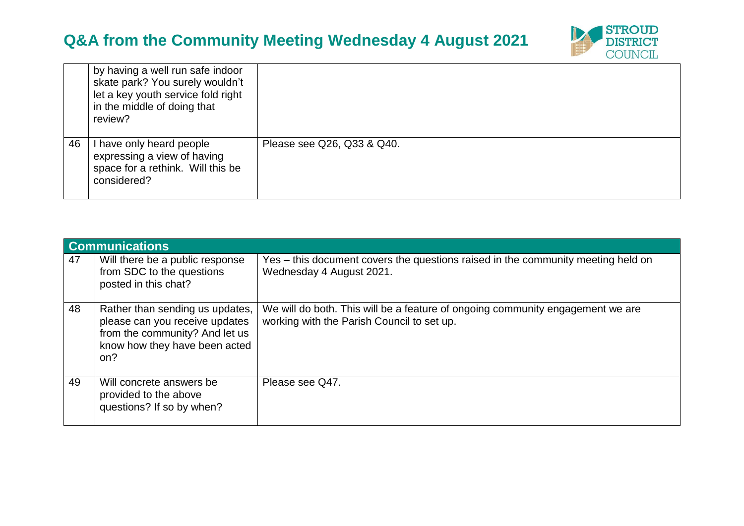| | | |
|---|---|---|
| | by having a well run safe indoor skate park? You surely wouldn't let a key youth service fold right in the middle of doing that review? | |
| 46 | I have only heard people expressing a view of having space for a rethink. Will this be considered? | Please see Q26, Q33 & Q40. |

| **Communications** | | |
|---|---|---|
| 47 | Will there be a public response from SDC to the questions posted in this chat? | Yes – this document covers the questions raised in the community meeting held on Wednesday 4 August 2021. |
| 48 | Rather than sending us updates, please can you receive updates from the community? And let us know how they have been acted on? | We will do both. This will be a feature of ongoing community engagement we are working with the Parish Council to set up. |
| 49 | Will concrete answers be provided to the above questions? If so by when? | Please see Q47. |